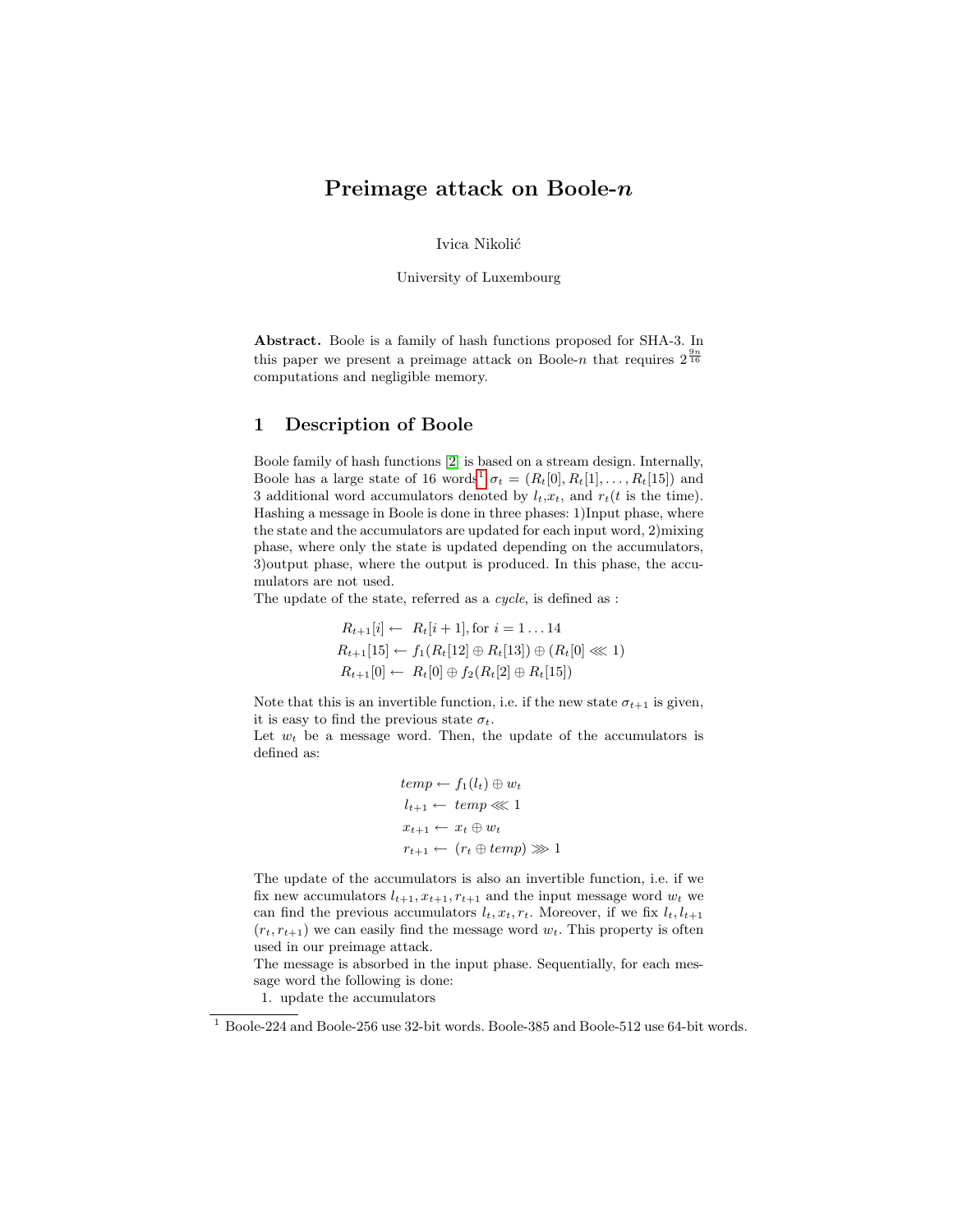# Preimage attack on Boole-$n$

Ivica Nikolić

University of Luxembourg

**Abstract.** Boole is a family of hash functions proposed for SHA-3. In this paper we present a preimage attack on Boole-$n$ that requires $2^{\frac{9n}{16}}$ computations and negligible memory.

## 1 Description of Boole

Boole family of hash functions [2] is based on a stream design. Internally, Boole has a large state of 16 words[1] $\sigma_t = (R_t[0], R_t[1], \ldots, R_t[15])$ and 3 additional word accumulators denoted by $l_t$,$x_t$, and $r_t$($t$ is the time). Hashing a message in Boole is done in three phases: 1)Input phase, where the state and the accumulators are updated for each input word, 2)mixing phase, where only the state is updated depending on the accumulators, 3)output phase, where the output is produced. In this phase, the accumulators are not used.

The update of the state, referred as a *cycle*, is defined as :

$$
\begin{aligned}
R_{t+1}[i] &\leftarrow R_t[i+1], \text{for } i = 1 \ldots 14 \\
R_{t+1}[15] &\leftarrow f_1(R_t[12] \oplus R_t[13]) \oplus (R_t[0] \lll 1) \\
R_{t+1}[0] &\leftarrow R_t[0] \oplus f_2(R_t[2] \oplus R_t[15])
\end{aligned}
$$

Note that this is an invertible function, i.e. if the new state $\sigma_{t+1}$ is given, it is easy to find the previous state $\sigma_t$.

Let $w_t$ be a message word. Then, the update of the accumulators is defined as:

$$
\begin{aligned}
temp &\leftarrow f_1(l_t) \oplus w_t \\
l_{t+1} &\leftarrow temp \lll 1 \\
x_{t+1} &\leftarrow x_t \oplus w_t \\
r_{t+1} &\leftarrow (r_t \oplus temp) \ggg 1
\end{aligned}
$$

The update of the accumulators is also an invertible function, i.e. if we fix new accumulators $l_{t+1}, x_{t+1}, r_{t+1}$ and the input message word $w_t$ we can find the previous accumulators $l_t, x_t, r_t$. Moreover, if we fix $l_t, l_{t+1}$ ($r_t, r_{t+1}$) we can easily find the message word $w_t$. This property is often used in our preimage attack.

The message is absorbed in the input phase. Sequentially, for each message word the following is done:

1. update the accumulators

[1] Boole-224 and Boole-256 use 32-bit words. Boole-385 and Boole-512 use 64-bit words.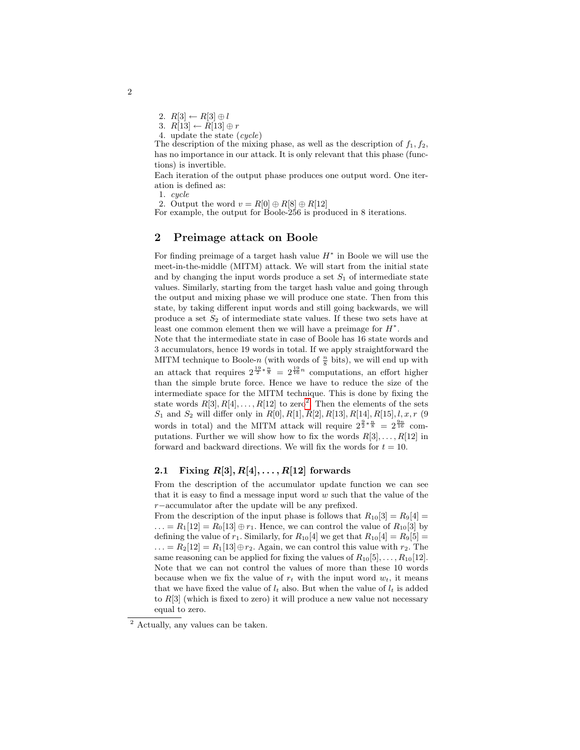2. $R[3] \leftarrow R[3] \oplus l$
3. $R[13] \leftarrow R[13] \oplus r$
4. update the state (*cycle*)

The description of the mixing phase, as well as the description of $f_1, f_2$, has no importance in our attack. It is only relevant that this phase (functions) is invertible.

Each iteration of the output phase produces one output word. One iteration is defined as:

1. *cycle*
2. Output the word $v = R[0] \oplus R[8] \oplus R[12]$

For example, the output for Boole-256 is produced in 8 iterations.

## 2 Preimage attack on Boole

For finding preimage of a target hash value $H^*$ in Boole we will use the meet-in-the-middle (MITM) attack. We will start from the initial state and by changing the input words produce a set $S_1$ of intermediate state values. Similarly, starting from the target hash value and going through the output and mixing phase we will produce one state. Then from this state, by taking different input words and still going backwards, we will produce a set $S_2$ of intermediate state values. If these two sets have at least one common element then we will have a preimage for $H^*$.

Note that the intermediate state in case of Boole has 16 state words and 3 accumulators, hence 19 words in total. If we apply straightforward the MITM technique to Boole-$n$ (with words of $\frac{n}{8}$ bits), we will end up with an attack that requires $2^{\frac{19}{2} * \frac{n}{8}} = 2^{\frac{19}{16}n}$ computations, an effort higher than the simple brute force. Hence we have to reduce the size of the intermediate space for the MITM technique. This is done by fixing the state words $R[3], R[4], \ldots, R[12]$ to zero[2]. Then the elements of the sets $S_1$ and $S_2$ will differ only in $R[0], R[1], R[2], R[13], R[14], R[15], l, x, r$ (9 words in total) and the MITM attack will require $2^{\frac{9}{2} * \frac{n}{8}} = 2^{\frac{9n}{16}}$ computations. Further we will show how to fix the words $R[3], \ldots, R[12]$ in forward and backward directions. We will fix the words for $t = 10$.

### 2.1 Fixing $R[3], R[4], \ldots, R[12]$ forwards

From the description of the accumulator update function we can see that it is easy to find a message input word $w$ such that the value of the $r-$accumulator after the update will be any prefixed.

From the description of the input phase is follows that $R_{10}[3] = R_9[4] = \ldots = R_1[12] = R_0[13] \oplus r_1$. Hence, we can control the value of $R_{10}[3]$ by defining the value of $r_1$. Similarly, for $R_{10}[4]$ we get that $R_{10}[4] = R_9[5] = \ldots = R_2[12] = R_1[13] \oplus r_2$. Again, we can control this value with $r_2$. The same reasoning can be applied for fixing the values of $R_{10}[5], \ldots, R_{10}[12]$. Note that we can not control the values of more than these 10 words because when we fix the value of $r_t$ with the input word $w_t$, it means that we have fixed the value of $l_t$ also. But when the value of $l_t$ is added to $R[3]$ (which is fixed to zero) it will produce a new value not necessary equal to zero.

[2] Actually, any values can be taken.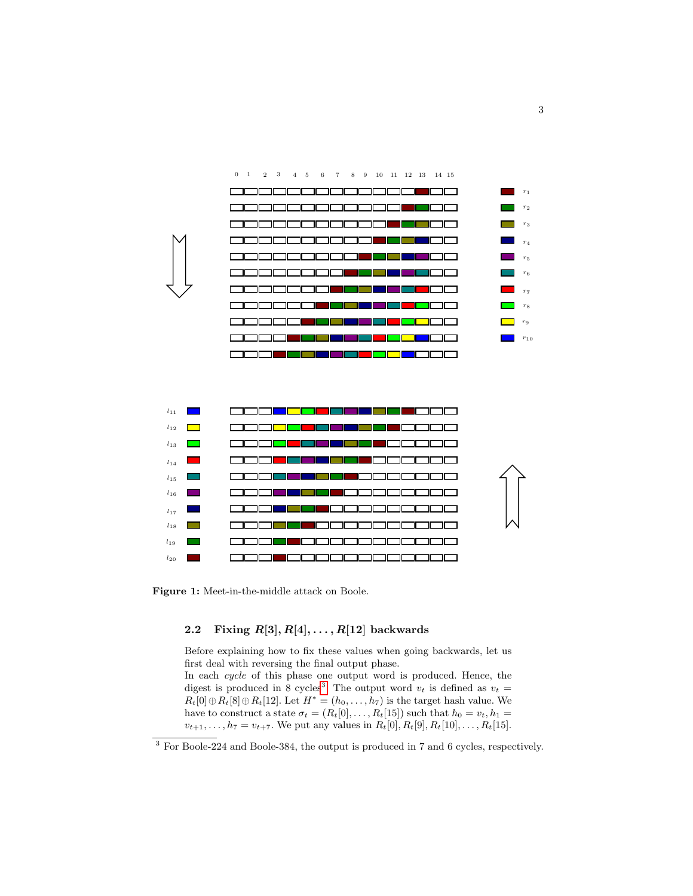Figure 1: Meet-in-the-middle attack on Boole.

## 2.2 Fixing $R[3], R[4], \ldots, R[12]$ backwards

Before explaining how to fix these values when going backwards, let us first deal with reversing the final output phase.

In each *cycle* of this phase one output word is produced. Hence, the digest is produced in 8 cycles[3]. The output word $v_t$ is defined as $v_t = R_t[0] \oplus R_t[8] \oplus R_t[12]$. Let $H^* = (h_0, \ldots, h_7)$ is the target hash value. We have to construct a state $\sigma_t = (R_t[0], \ldots, R_t[15])$ such that $h_0 = v_t, h_1 = v_{t+1}, \ldots, h_7 = v_{t+7}$. We put any values in $R_t[0], R_t[9], R_t[10], \ldots, R_t[15]$.

[3] For Boole-224 and Boole-384, the output is produced in 7 and 6 cycles, respectively.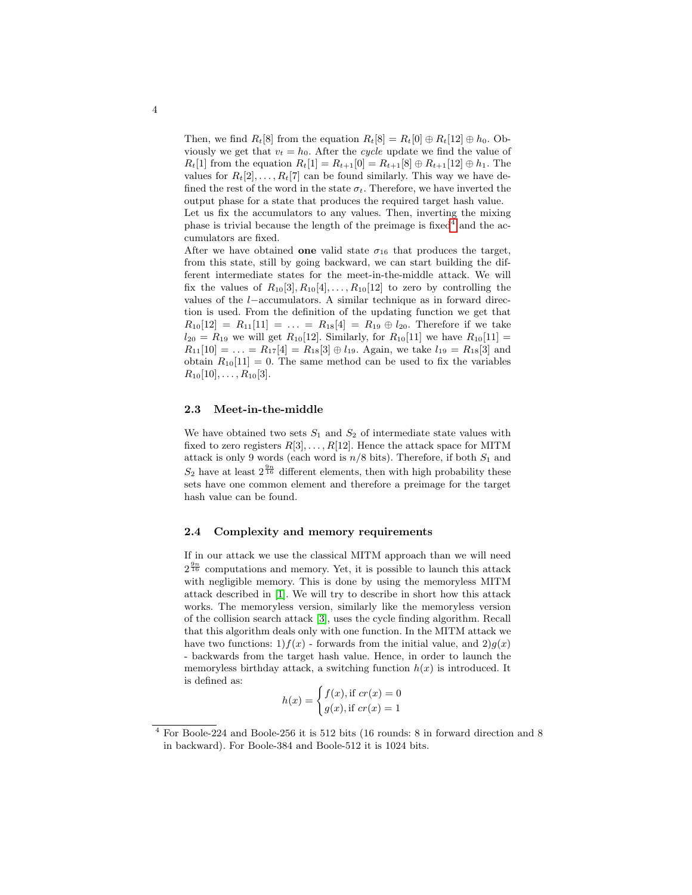Then, we find $R_t[8]$ from the equation $R_t[8] = R_t[0] \oplus R_t[12] \oplus h_0$. Obviously we get that $v_t = h_0$. After the *cycle* update we find the value of $R_t[1]$ from the equation $R_t[1] = R_{t+1}[0] = R_{t+1}[8] \oplus R_{t+1}[12] \oplus h_1$. The values for $R_t[2], \ldots, R_t[7]$ can be found similarly. This way we have defined the rest of the word in the state $\sigma_t$. Therefore, we have inverted the output phase for a state that produces the required target hash value.

Let us fix the accumulators to any values. Then, inverting the mixing phase is trivial because the length of the preimage is fixed[4] and the accumulators are fixed.

After we have obtained **one** valid state $\sigma_{16}$ that produces the target, from this state, still by going backward, we can start building the different intermediate states for the meet-in-the-middle attack. We will fix the values of $R_{10}[3], R_{10}[4], \ldots, R_{10}[12]$ to zero by controlling the values of the $l-$accumulators. A similar technique as in forward direction is used. From the definition of the updating function we get that $R_{10}[12] = R_{11}[11] = \ldots = R_{18}[4] = R_{19} \oplus l_{20}$. Therefore if we take $l_{20} = R_{19}$ we will get $R_{10}[12]$. Similarly, for $R_{10}[11]$ we have $R_{10}[11] = R_{11}[10] = \ldots = R_{17}[4] = R_{18}[3] \oplus l_{19}$. Again, we take $l_{19} = R_{18}[3]$ and obtain $R_{10}[11] = 0$. The same method can be used to fix the variables $R_{10}[10], \ldots, R_{10}[3]$.

### 2.3 Meet-in-the-middle

We have obtained two sets $S_1$ and $S_2$ of intermediate state values with fixed to zero registers $R[3], \ldots, R[12]$. Hence the attack space for MITM attack is only 9 words (each word is $n/8$ bits). Therefore, if both $S_1$ and $S_2$ have at least $2^{\frac{9n}{16}}$ different elements, then with high probability these sets have one common element and therefore a preimage for the target hash value can be found.

### 2.4 Complexity and memory requirements

If in our attack we use the classical MITM approach than we will need $2^{\frac{9n}{16}}$ computations and memory. Yet, it is possible to launch this attack with negligible memory. This is done by using the memoryless MITM attack described in [1]. We will try to describe in short how this attack works. The memoryless version, similarly like the memoryless version of the collision search attack [3], uses the cycle finding algorithm. Recall that this algorithm deals only with one function. In the MITM attack we have two functions: 1)$f(x)$ - forwards from the initial value, and 2)$g(x)$ - backwards from the target hash value. Hence, in order to launch the memoryless birthday attack, a switching function $h(x)$ is introduced. It is defined as:

$$h(x) = \begin{cases} f(x), \text{if } cr(x) = 0 \\ g(x), \text{if } cr(x) = 1 \end{cases}$$

[4] For Boole-224 and Boole-256 it is 512 bits (16 rounds: 8 in forward direction and 8 in backward). For Boole-384 and Boole-512 it is 1024 bits.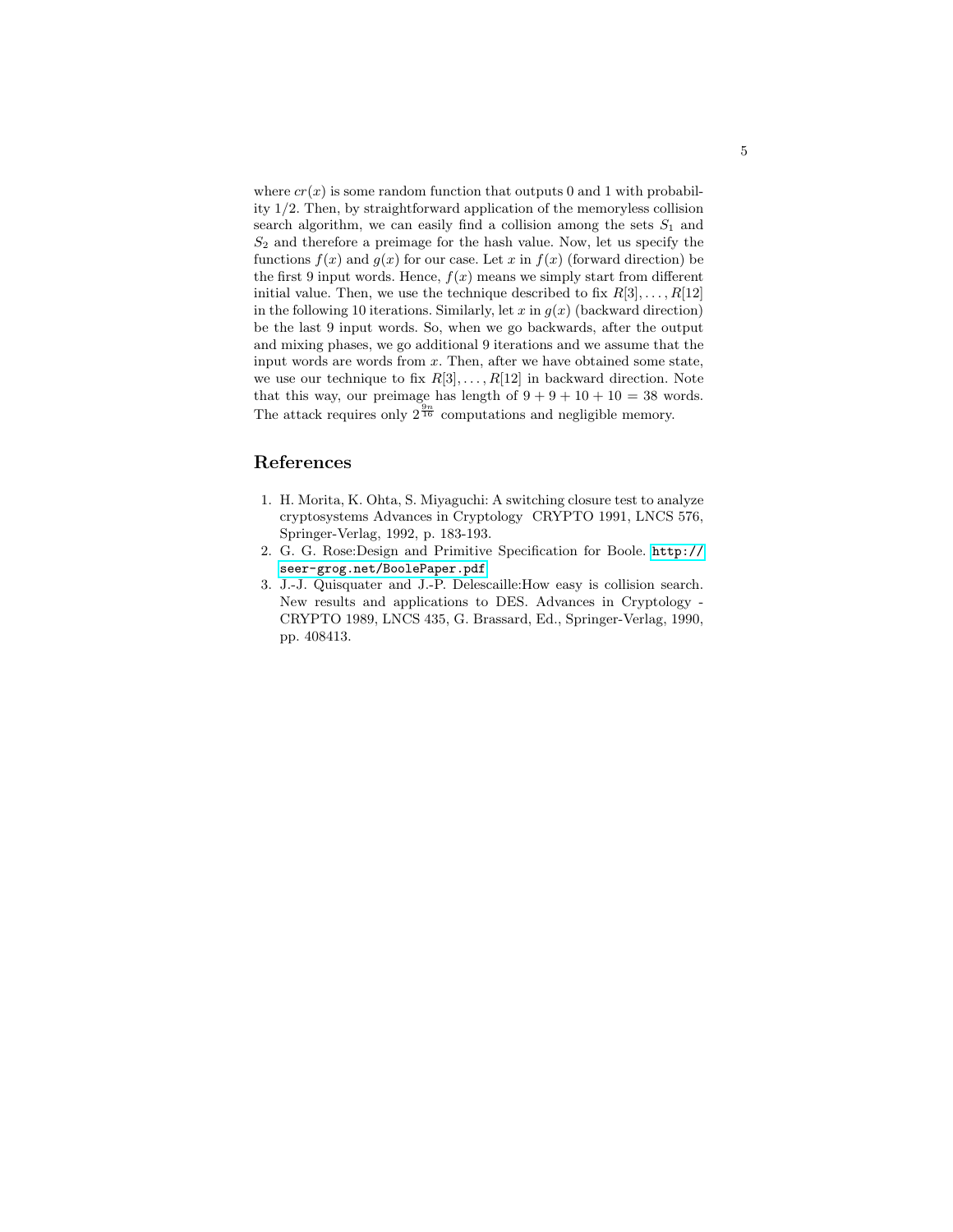where $cr(x)$ is some random function that outputs 0 and 1 with probability 1/2. Then, by straightforward application of the memoryless collision search algorithm, we can easily find a collision among the sets $S_1$ and $S_2$ and therefore a preimage for the hash value. Now, let us specify the functions $f(x)$ and $g(x)$ for our case. Let $x$ in $f(x)$ (forward direction) be the first 9 input words. Hence, $f(x)$ means we simply start from different initial value. Then, we use the technique described to fix $R[3], \ldots, R[12]$ in the following 10 iterations. Similarly, let $x$ in $g(x)$ (backward direction) be the last 9 input words. So, when we go backwards, after the output and mixing phases, we go additional 9 iterations and we assume that the input words are words from $x$. Then, after we have obtained some state, we use our technique to fix $R[3], \ldots, R[12]$ in backward direction. Note that this way, our preimage has length of $9 + 9 + 10 + 10 = 38$ words. The attack requires only $2^{\frac{9n}{16}}$ computations and negligible memory.

## References

1. H. Morita, K. Ohta, S. Miyaguchi: A switching closure test to analyze cryptosystems Advances in Cryptology CRYPTO 1991, LNCS 576, Springer-Verlag, 1992, p. 183-193.
2. G. G. Rose:Design and Primitive Specification for Boole. http://seer-grog.net/BoolePaper.pdf
3. J.-J. Quisquater and J.-P. Delescaille:How easy is collision search. New results and applications to DES. Advances in Cryptology - CRYPTO 1989, LNCS 435, G. Brassard, Ed., Springer-Verlag, 1990, pp. 408413.